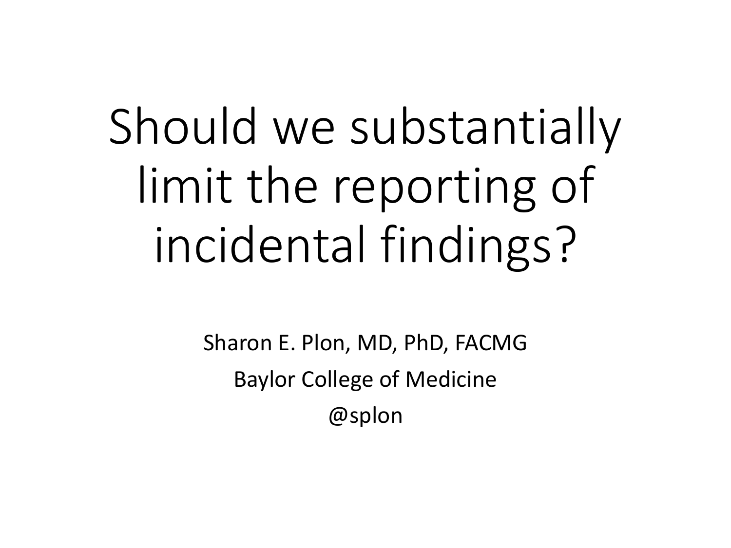# Should we substantially limit the reporting of incidental findings?

Sharon E. Plon, MD, PhD, FACMG

Baylor College of Medicine

@splon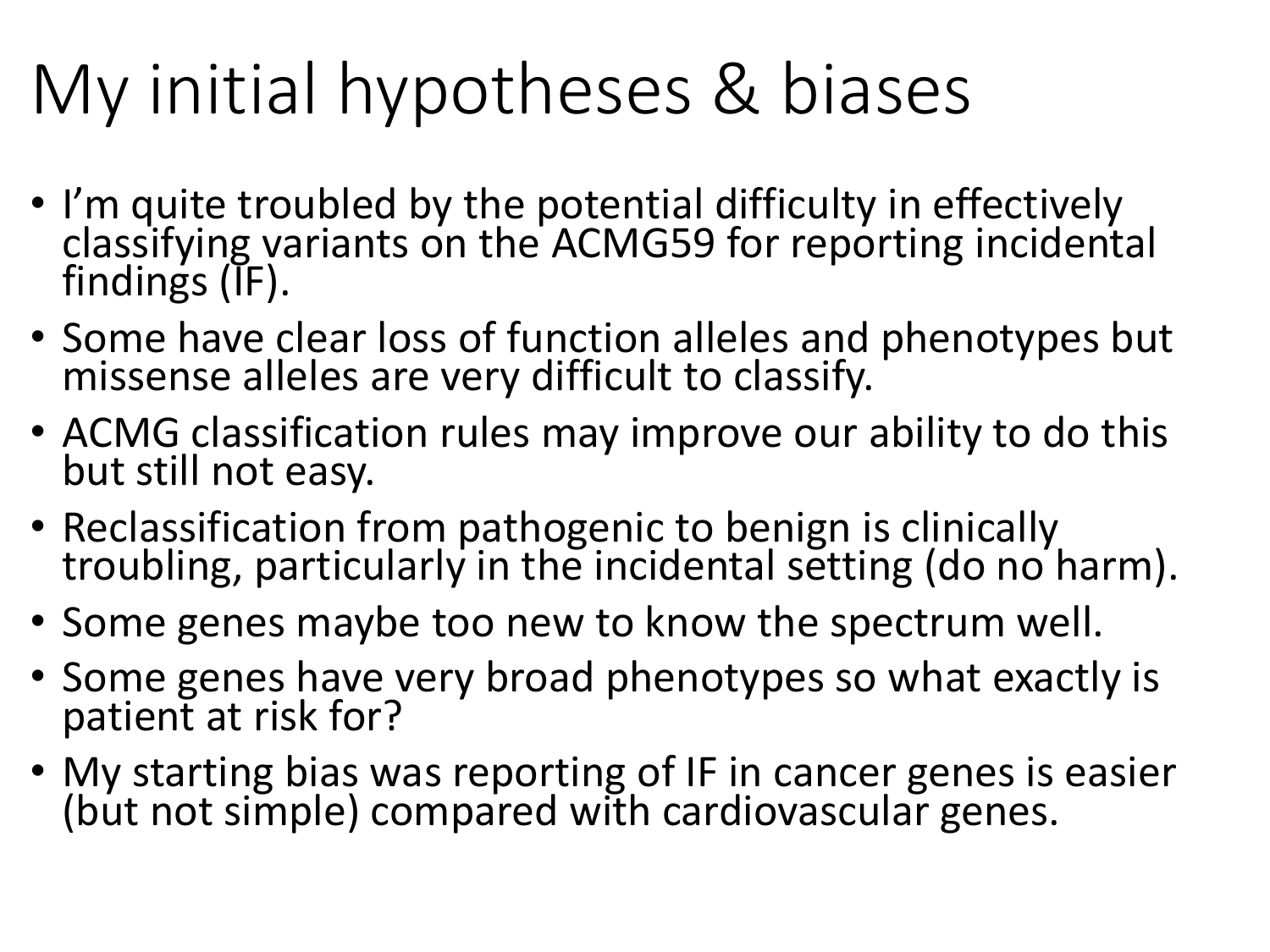# My initial hypotheses & biases

- I'm quite troubled by the potential difficulty in effectively classifying variants on the ACMG59 for reporting incidental findings (IF).
- Some have clear loss of function alleles and phenotypes but missense alleles are very difficult to classify.
- ACMG classification rules may improve our ability to do this but still not easy.
- Reclassification from pathogenic to benign is clinically troubling, particularly in the incidental setting (do no harm).
- Some genes maybe too new to know the spectrum well.
- Some genes have very broad phenotypes so what exactly is patient at risk for?
- My starting bias was reporting of IF in cancer genes is easier (but not simple) compared with cardiovascular genes.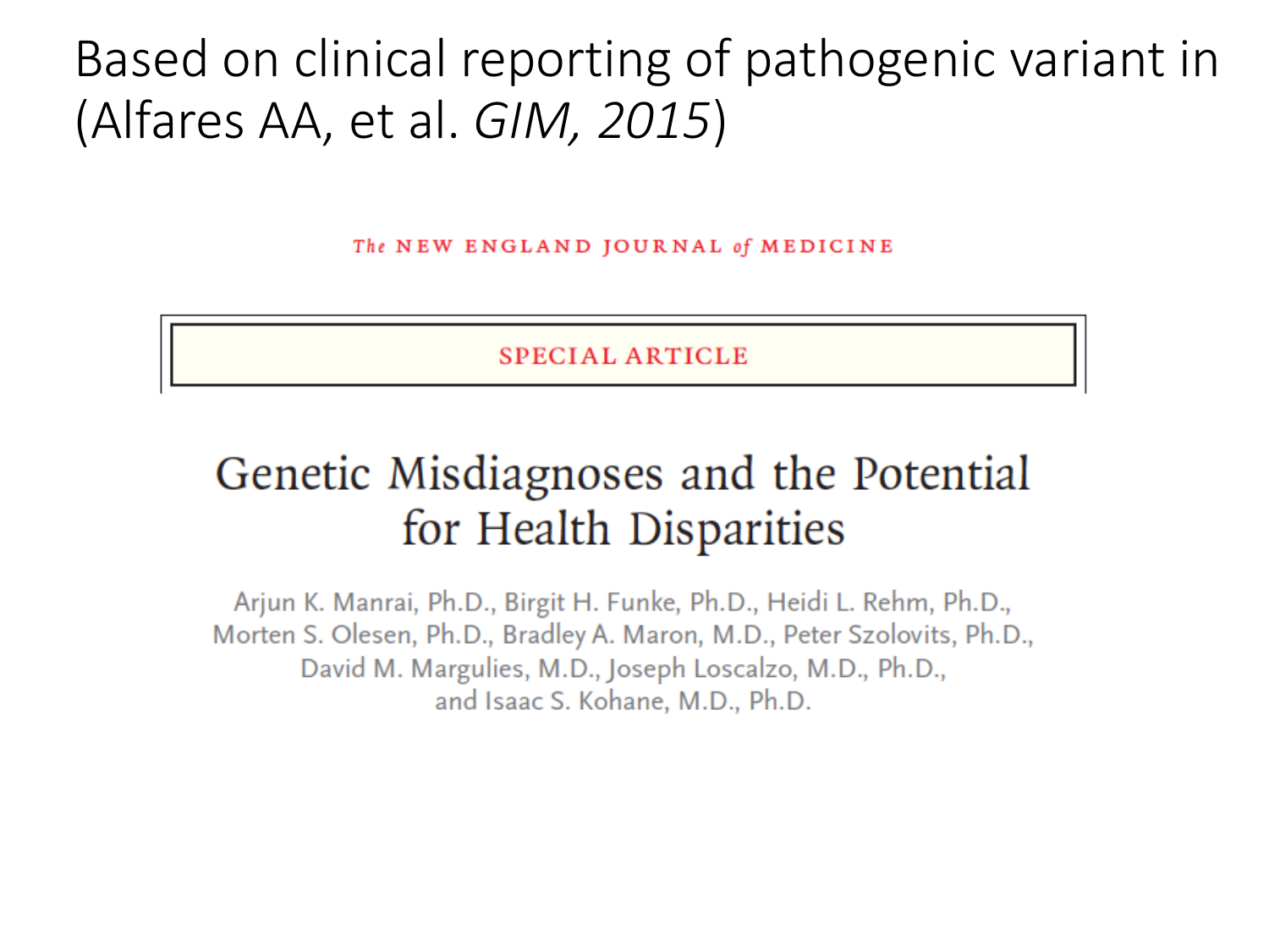# Based on clinical reporting of pathogenic variant in (Alfares AA, et al. *GIM, 2015*)

The NEW ENGLAND JOURNAL of MEDICINE

SPECIAL ARTICLE

## Genetic Misdiagnoses and the Potential for Health Disparities

Arjun K. Manrai, Ph.D., Birgit H. Funke, Ph.D., Heidi L. Rehm, Ph.D., Morten S. Olesen, Ph.D., Bradley A. Maron, M.D., Peter Szolovits, Ph.D., David M. Margulies, M.D., Joseph Loscalzo, M.D., Ph.D., and Isaac S. Kohane, M.D., Ph.D.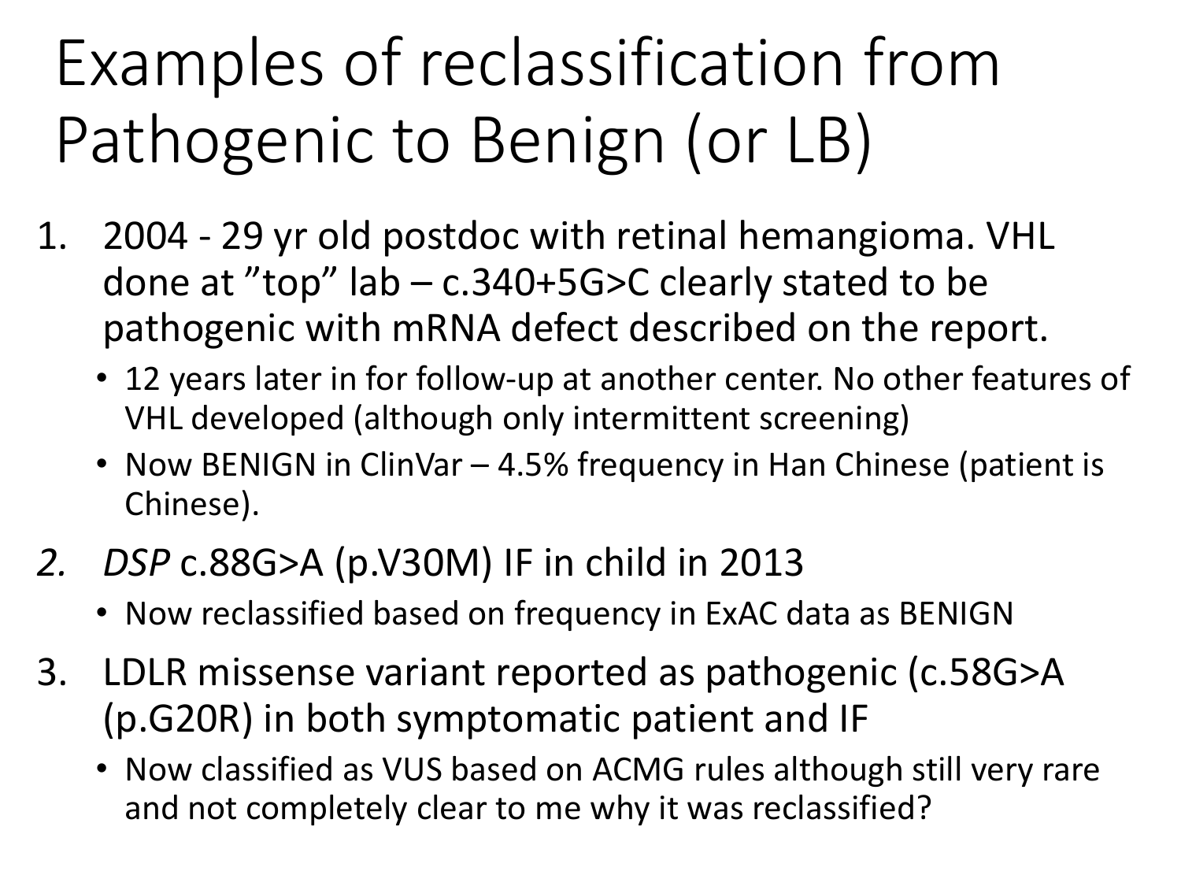# Examples of reclassification from Pathogenic to Benign (or LB)

1. 2004 - 29 yr old postdoc with retinal hemangioma. VHL done at ”top” lab – c.340+5G>C clearly stated to be pathogenic with mRNA defect described on the report.
   - 12 years later in for follow-up at another center. No other features of VHL developed (although only intermittent screening)
   - Now BENIGN in ClinVar – 4.5% frequency in Han Chinese (patient is Chinese).
2. *DSP* c.88G>A (p.V30M) IF in child in 2013
   - Now reclassified based on frequency in ExAC data as BENIGN
3. LDLR missense variant reported as pathogenic (c.58G>A (p.G20R) in both symptomatic patient and IF
   - Now classified as VUS based on ACMG rules although still very rare and not completely clear to me why it was reclassified?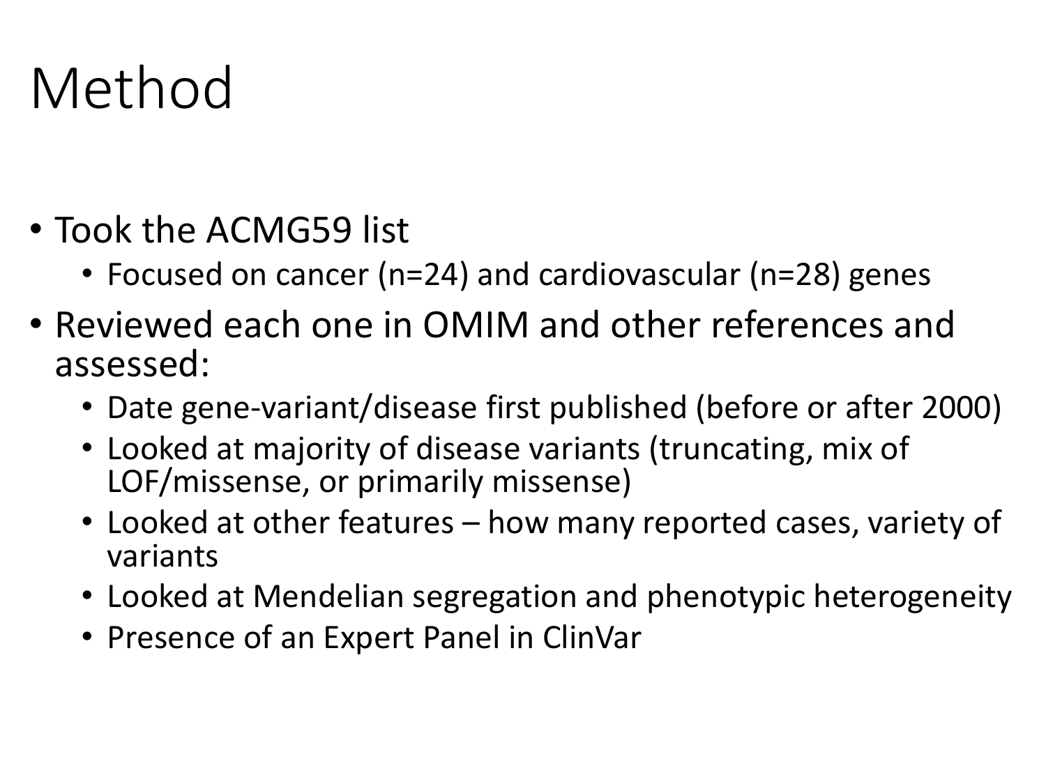# Method

- Took the ACMG59 list
  - Focused on cancer (n=24) and cardiovascular (n=28) genes
- Reviewed each one in OMIM and other references and assessed:
  - Date gene-variant/disease first published (before or after 2000)
  - Looked at majority of disease variants (truncating, mix of LOF/missense, or primarily missense)
  - Looked at other features – how many reported cases, variety of variants
  - Looked at Mendelian segregation and phenotypic heterogeneity
  - Presence of an Expert Panel in ClinVar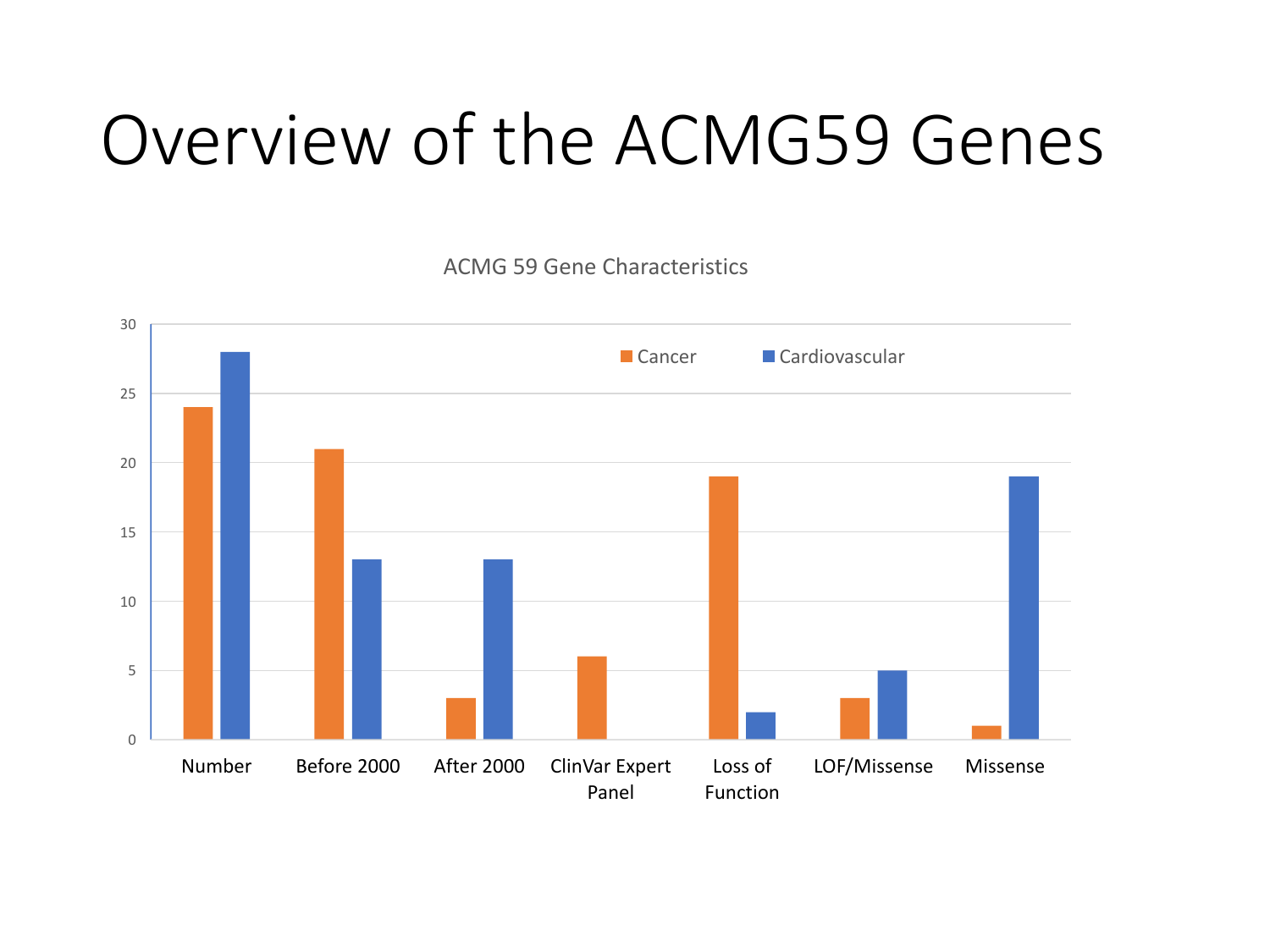# Overview of the ACMG59 Genes

ACMG 59 Gene Characteristics

| | Cancer | Cardiovascular |
|---|---|---|
| Number | 24 | 28 |
| Before 2000 | 21 | 13 |
| After 2000 | 3 | 13 |
| ClinVar Expert Panel | 6 | 0 |
| Loss of Function | 19 | 2 |
| LOF/Missense | 3 | 5 |
| Missense | 1 | 19 |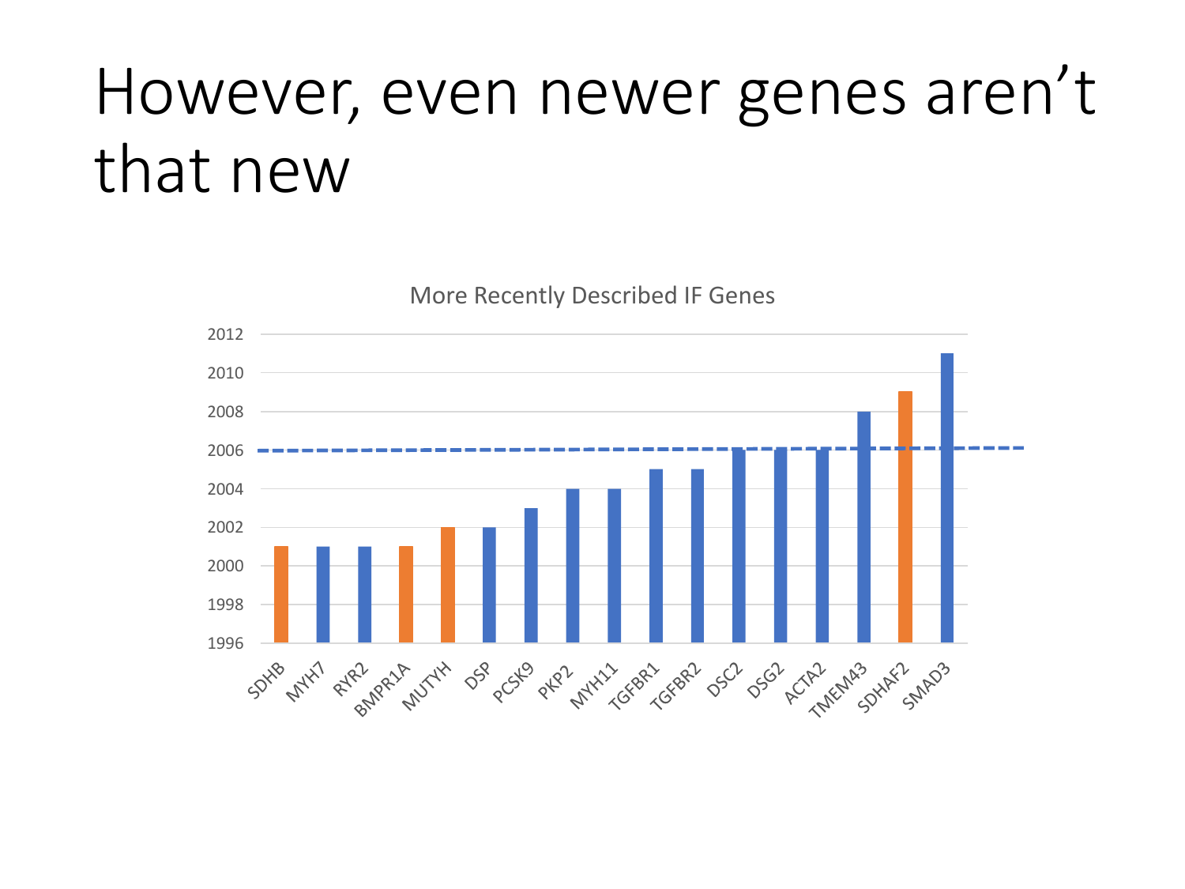# However, even newer genes aren't that new

**More Recently Described IF Genes**

| Gene | Year |
|---|---|
| SDHB | 2001 |
| MYH7 | 2001 |
| RYR2 | 2001 |
| BMPR1A | 2001 |
| MUTYH | 2002 |
| DSP | 2002 |
| PCSK9 | 2003 |
| PKP2 | 2004 |
| MYH11 | 2004 |
| TGFBR1 | 2005 |
| TGFBR2 | 2005 |
| DSC2 | 2006 |
| DSG2 | 2006 |
| ACTA2 | 2006 |
| TMEM43 | 2008 |
| SDHAF2 | 2009 |
| SMAD3 | 2011 |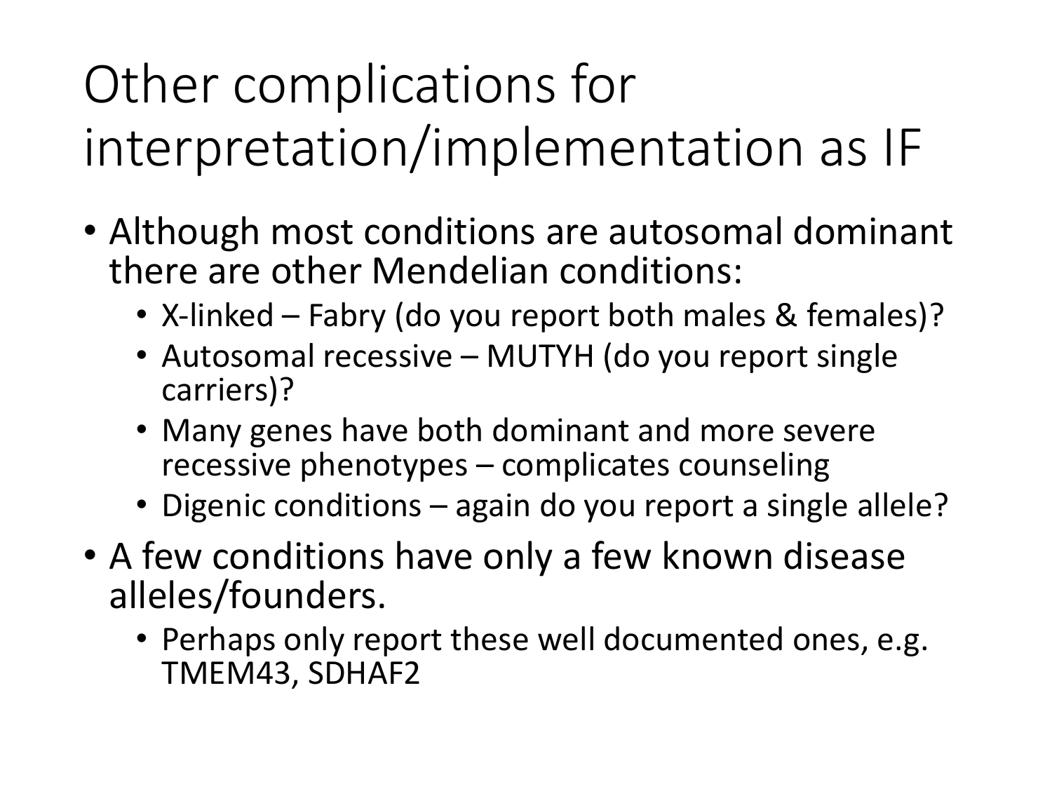# Other complications for interpretation/implementation as IF

- Although most conditions are autosomal dominant there are other Mendelian conditions:
  - X-linked – Fabry (do you report both males & females)?
  - Autosomal recessive – MUTYH (do you report single carriers)?
  - Many genes have both dominant and more severe recessive phenotypes – complicates counseling
  - Digenic conditions – again do you report a single allele?
- A few conditions have only a few known disease alleles/founders.
  - Perhaps only report these well documented ones, e.g. TMEM43, SDHAF2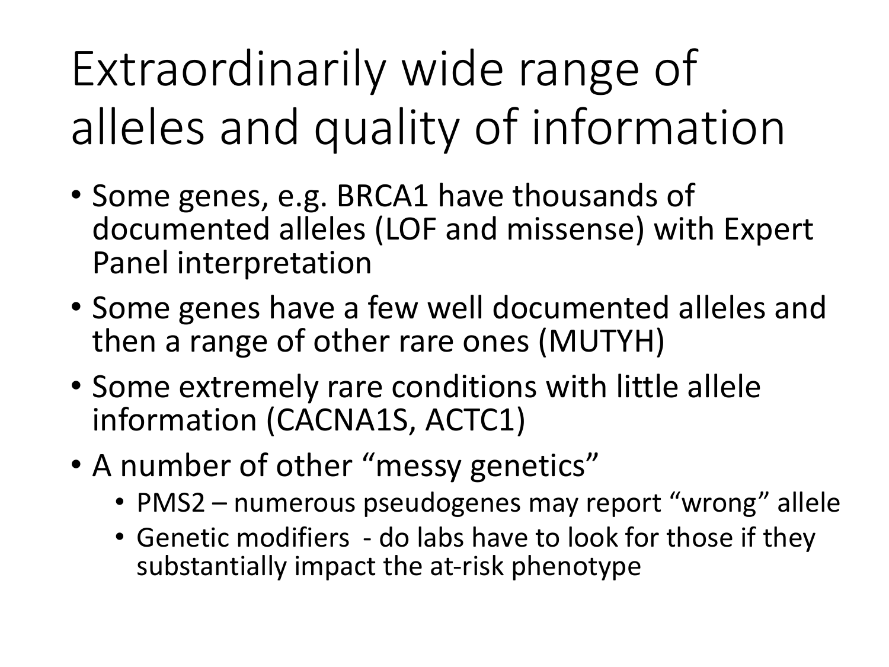# Extraordinarily wide range of alleles and quality of information

- Some genes, e.g. BRCA1 have thousands of documented alleles (LOF and missense) with Expert Panel interpretation
- Some genes have a few well documented alleles and then a range of other rare ones (MUTYH)
- Some extremely rare conditions with little allele information (CACNA1S, ACTC1)
- A number of other "messy genetics"
  - PMS2 – numerous pseudogenes may report "wrong" allele
  - Genetic modifiers - do labs have to look for those if they substantially impact the at-risk phenotype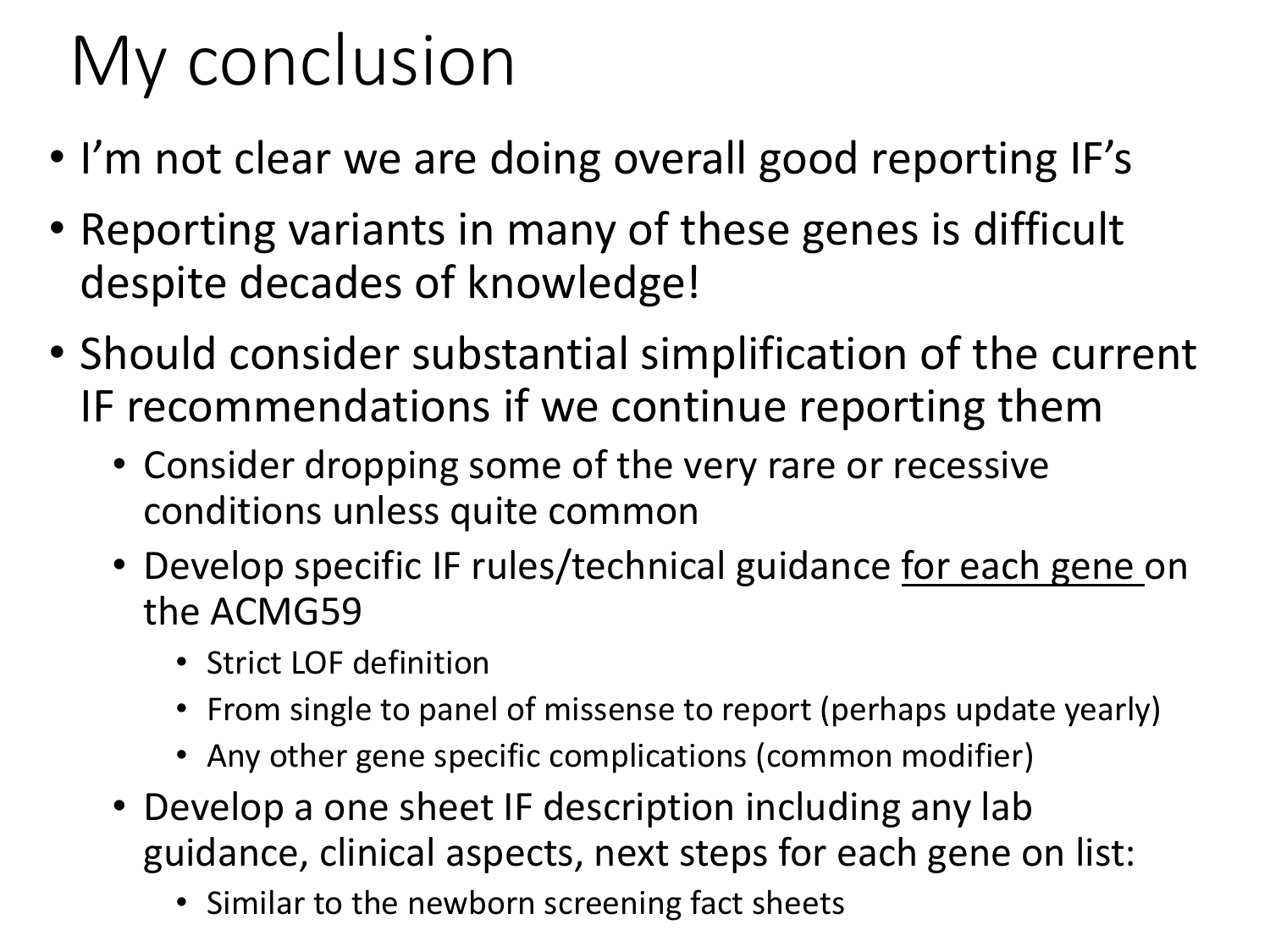# My conclusion

- I'm not clear we are doing overall good reporting IF's
- Reporting variants in many of these genes is difficult despite decades of knowledge!
- Should consider substantial simplification of the current IF recommendations if we continue reporting them
  - Consider dropping some of the very rare or recessive conditions unless quite common
  - Develop specific IF rules/technical guidance <u>for each gene</u> on the ACMG59
    - Strict LOF definition
    - From single to panel of missense to report (perhaps update yearly)
    - Any other gene specific complications (common modifier)
  - Develop a one sheet IF description including any lab guidance, clinical aspects, next steps for each gene on list:
    - Similar to the newborn screening fact sheets